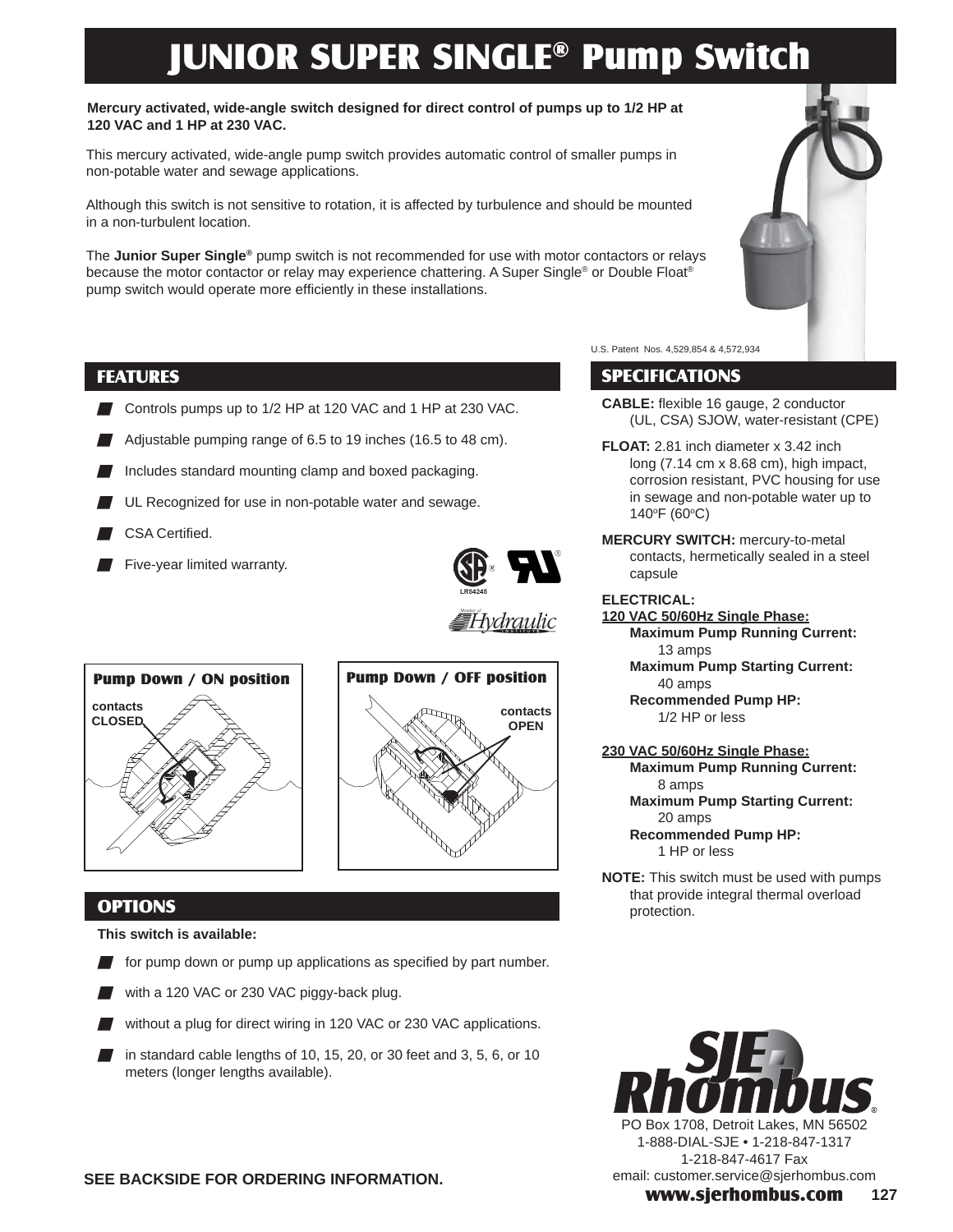# JUNIOR SUPER SINGLE® Pump Switch

**Mercury activated, wide-angle switch designed for direct control of pumps up to 1/2 HP at 120 VAC and 1 HP at 230 VAC.**

This mercury activated, wide-angle pump switch provides automatic control of smaller pumps in non-potable water and sewage applications.

Although this switch is not sensitive to rotation, it is affected by turbulence and should be mounted in a non-turbulent location.

The **Junior Super Single®** pump switch is not recommended for use with motor contactors or relays because the motor contactor or relay may experience chattering. A Super Single® or Double Float® pump switch would operate more efficiently in these installations.

U.S. Patent Nos. 4,529,854 & 4,572,934

## FEATURES

- Controls pumps up to 1/2 HP at 120 VAC and 1 HP at 230 VAC.
- Adjustable pumping range of 6.5 to 19 inches (16.5 to 48 cm).
- Includes standard mounting clamp and boxed packaging.
- UL Recognized for use in non-potable water and sewage.
- CSA Certified.
- Five-year limited warranty.

LR54245

**Pump Down / ON position**

contacts CLOSED

**Pump Down / OFF position**

contacts OPEN

## OPTIONS

**This switch is available:**

- for pump down or pump up applications as specified by part number.
- with a 120 VAC or 230 VAC piggy-back plug.
- without a plug for direct wiring in 120 VAC or 230 VAC applications.
- in standard cable lengths of 10, 15, 20, or 30 feet and 3, 5, 6, or 10 meters (longer lengths available).

## SPECIFICATIONS

**CABLE:** flexible 16 gauge, 2 conductor (UL, CSA) SJOW, water-resistant (CPE)

**FLOAT:** 2.81 inch diameter x 3.42 inch long (7.14 cm x 8.68 cm), high impact, corrosion resistant, PVC housing for use in sewage and non-potable water up to 140°F (60°C)

**MERCURY SWITCH:** mercury-to-metal contacts, hermetically sealed in a steel capsule

**ELECTRICAL:**

**120 VAC 50/60Hz Single Phase:**

- **Maximum Pump Running Current:** 13 amps
- **Maximum Pump Starting Current:** 40 amps
- **Recommended Pump HP:** 1/2 HP or less

**230 VAC 50/60Hz Single Phase:**

- **Maximum Pump Running Current:** 8 amps
- **Maximum Pump Starting Current:** 20 amps
- **Recommended Pump HP:** 1 HP or less

**NOTE:** This switch must be used with pumps that provide integral thermal overload protection.

**SEE BACKSIDE FOR ORDERING INFORMATION.**

SJE Rhombus®
PO Box 1708, Detroit Lakes, MN 56502
1-888-DIAL-SJE • 1-218-847-1317
1-218-847-4617 Fax
email: customer.service@sjerhombus.com
**www.sjerhombus.com**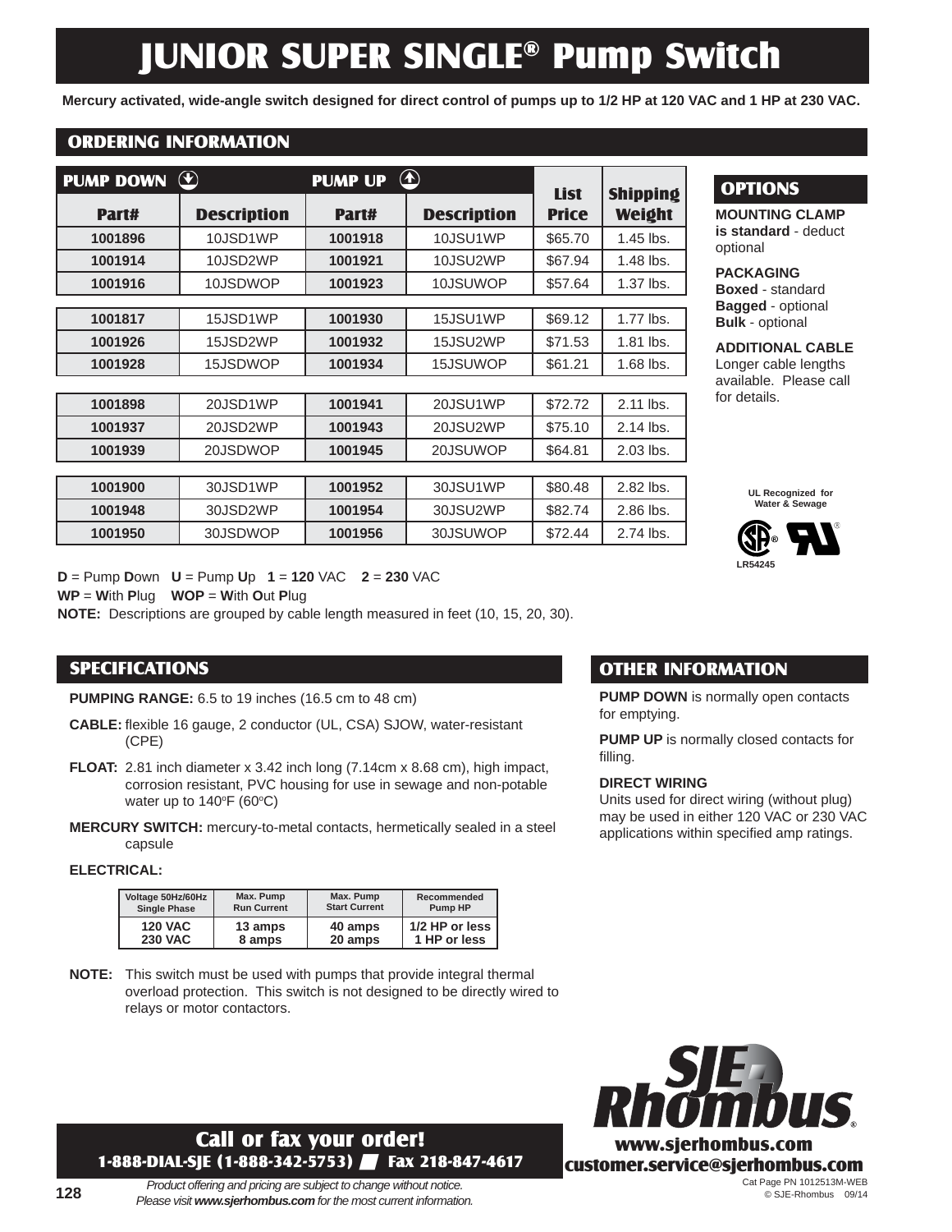# JUNIOR SUPER SINGLE® Pump Switch

**Mercury activated, wide-angle switch designed for direct control of pumps up to 1/2 HP at 120 VAC and 1 HP at 230 VAC.**

## ORDERING INFORMATION

| PUMP DOWN | | PUMP UP | | | |
|---|---|---|---|---|---|
| **Part#** | **Description** | **Part#** | **Description** | **List Price** | **Shipping Weight** |
| **1001896** | 10JSD1WP | **1001918** | 10JSU1WP | $65.70 | 1.45 lbs. |
| **1001914** | 10JSD2WP | **1001921** | 10JSU2WP | $67.94 | 1.48 lbs. |
| **1001916** | 10JSDWOP | **1001923** | 10JSUWOP | $57.64 | 1.37 lbs. |
| **1001817** | 15JSD1WP | **1001930** | 15JSU1WP | $69.12 | 1.77 lbs. |
| **1001926** | 15JSD2WP | **1001932** | 15JSU2WP | $71.53 | 1.81 lbs. |
| **1001928** | 15JSDWOP | **1001934** | 15JSUWOP | $61.21 | 1.68 lbs. |
| **1001898** | 20JSD1WP | **1001941** | 20JSU1WP | $72.72 | 2.11 lbs. |
| **1001937** | 20JSD2WP | **1001943** | 20JSU2WP | $75.10 | 2.14 lbs. |
| **1001939** | 20JSDWOP | **1001945** | 20JSUWOP | $64.81 | 2.03 lbs. |
| **1001900** | 30JSD1WP | **1001952** | 30JSU1WP | $80.48 | 2.82 lbs. |
| **1001948** | 30JSD2WP | **1001954** | 30JSU2WP | $82.74 | 2.86 lbs. |
| **1001950** | 30JSDWOP | **1001956** | 30JSUWOP | $72.44 | 2.74 lbs. |

**D** = Pump **D**own **U** = Pump **U**p **1** = **120** VAC **2** = **230** VAC
**WP** = **W**ith **P**lug **WOP** = **W**ith **O**ut **P**lug
**NOTE:** Descriptions are grouped by cable length measured in feet (10, 15, 20, 30).

## OPTIONS

**MOUNTING CLAMP is standard** - deduct optional

**PACKAGING**
**Boxed** - standard
**Bagged** - optional
**Bulk** - optional

**ADDITIONAL CABLE**
Longer cable lengths available. Please call for details.

UL Recognized for Water & Sewage

LR54245

## SPECIFICATIONS

**PUMPING RANGE:** 6.5 to 19 inches (16.5 cm to 48 cm)

**CABLE:** flexible 16 gauge, 2 conductor (UL, CSA) SJOW, water-resistant (CPE)

**FLOAT:** 2.81 inch diameter x 3.42 inch long (7.14cm x 8.68 cm), high impact, corrosion resistant, PVC housing for use in sewage and non-potable water up to 140°F (60°C)

**MERCURY SWITCH:** mercury-to-metal contacts, hermetically sealed in a steel capsule

**ELECTRICAL:**

| Voltage 50Hz/60Hz Single Phase | Max. Pump Run Current | Max. Pump Start Current | Recommended Pump HP |
|---|---|---|---|
| **120 VAC** | **13 amps** | **40 amps** | **1/2 HP or less** |
| **230 VAC** | **8 amps** | **20 amps** | **1 HP or less** |

**NOTE:** This switch must be used with pumps that provide integral thermal overload protection. This switch is not designed to be directly wired to relays or motor contactors.

## OTHER INFORMATION

**PUMP DOWN** is normally open contacts for emptying.

**PUMP UP** is normally closed contacts for filling.

**DIRECT WIRING**
Units used for direct wiring (without plug) may be used in either 120 VAC or 230 VAC applications within specified amp ratings.

**Call or fax your order!**
**1-888-DIAL-SJE (1-888-342-5753) Fax 218-847-4617**

*Product offering and pricing are subject to change without notice.*
*Please visit **www.sjerhombus.com** for the most current information.*

SJE-Rhombus®
**www.sjerhombus.com**
**customer.service@sjerhombus.com**

Cat Page PN 1012513M-WEB
© SJE-Rhombus 09/14